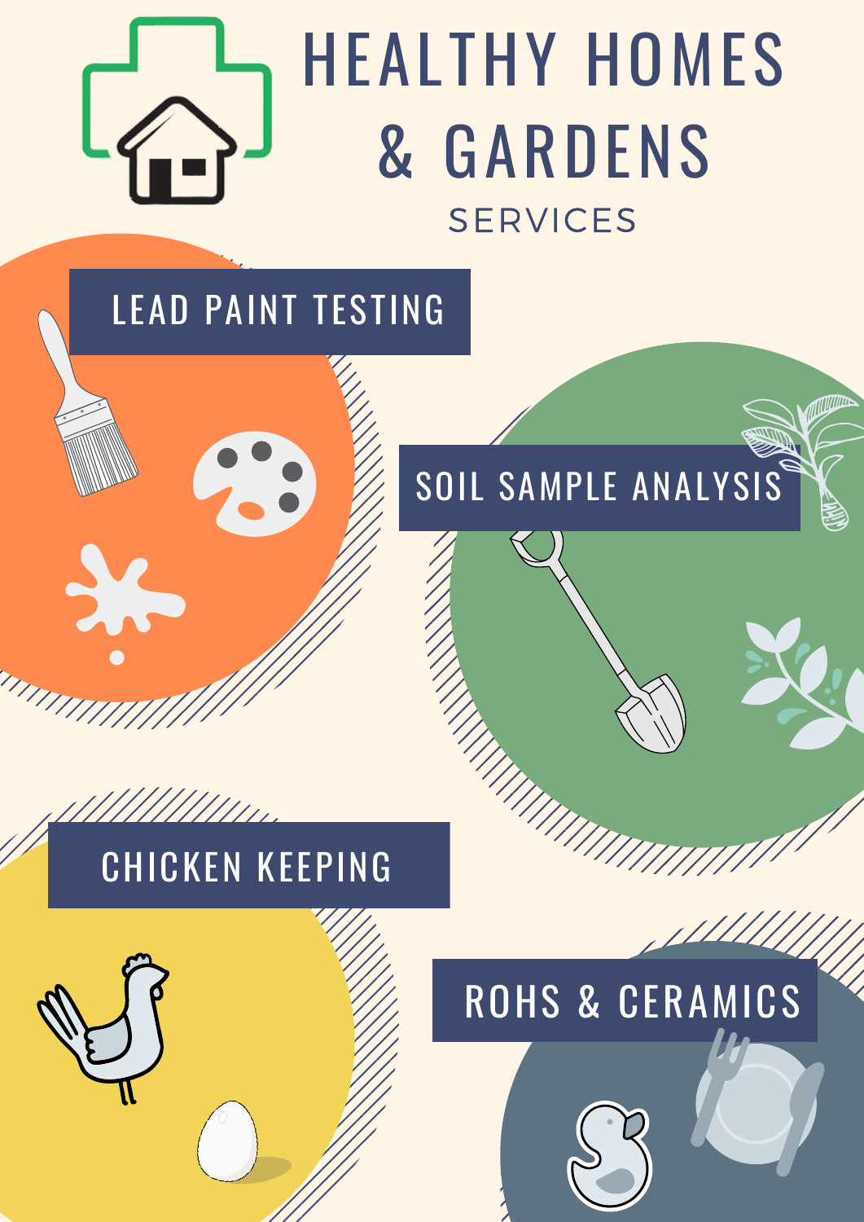# HEALTHY HOMES & GARDENS

SERVICES

## LEAD PAINT TESTING

## SOIL SAMPLE ANALYSIS

## CHICKEN KEEPING

## ROHS & CERAMICS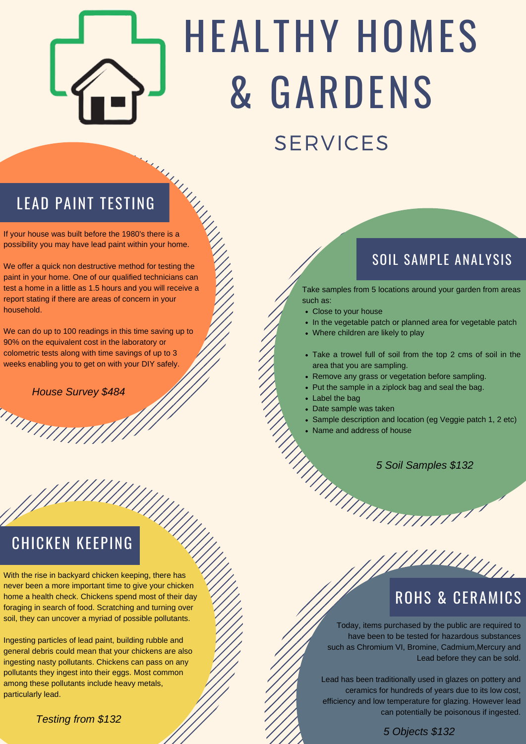# HEALTHY HOMES & GARDENS

## SERVICES

### LEAD PAINT TESTING

If your house was built before the 1980's there is a possibility you may have lead paint within your home.

We offer a quick non destructive method for testing the paint in your home. One of our qualified technicians can test a home in a little as 1.5 hours and you will receive a report stating if there are areas of concern in your household.

We can do up to 100 readings in this time saving up to 90% on the equivalent cost in the laboratory or colometric tests along with time savings of up to 3 weeks enabling you to get on with your DIY safely.

*House Survey $484*

### SOIL SAMPLE ANALYSIS

Take samples from 5 locations around your garden from areas such as:

- Close to your house
- In the vegetable patch or planned area for vegetable patch
- Where children are likely to play

- Take a trowel full of soil from the top 2 cms of soil in the area that you are sampling.
- Remove any grass or vegetation before sampling.
- Put the sample in a ziplock bag and seal the bag.
- Label the bag
- Date sample was taken
- Sample description and location (eg Veggie patch 1, 2 etc)
- Name and address of house

*5 Soil Samples $132*

### CHICKEN KEEPING

With the rise in backyard chicken keeping, there has never been a more important time to give your chicken home a health check. Chickens spend most of their day foraging in search of food. Scratching and turning over soil, they can uncover a myriad of possible pollutants.

Ingesting particles of lead paint, building rubble and general debris could mean that your chickens are also ingesting nasty pollutants. Chickens can pass on any pollutants they ingest into their eggs. Most common among these pollutants include heavy metals, particularly lead.

*Testing from $132*

### ROHS & CERAMICS

Today, items purchased by the public are required to have been to be tested for hazardous substances such as Chromium VI, Bromine, Cadmium,Mercury and Lead before they can be sold.

Lead has been traditionally used in glazes on pottery and ceramics for hundreds of years due to its low cost, efficiency and low temperature for glazing. However lead can potentially be poisonous if ingested.

*5 Objects $132*